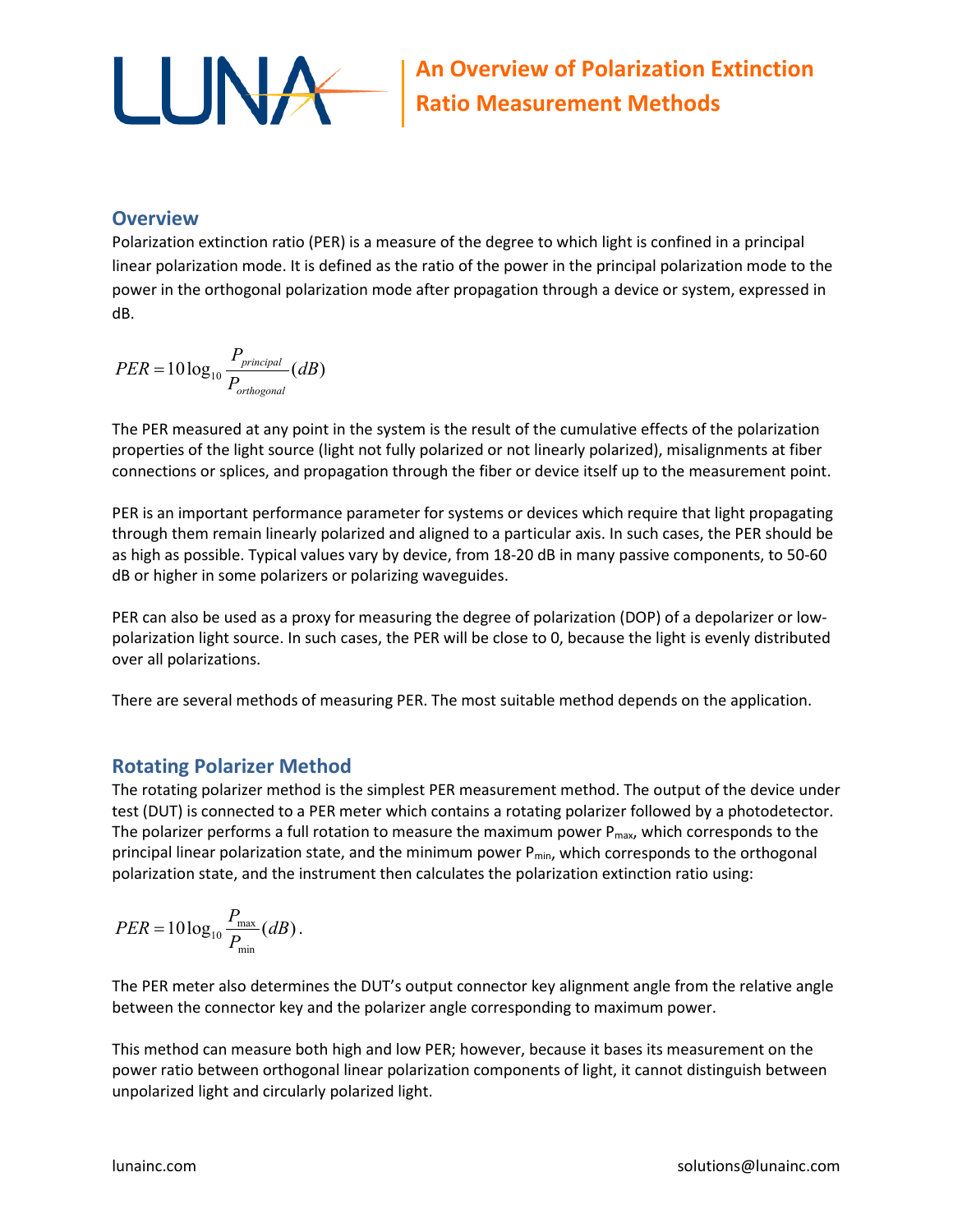# An Overview of Polarization Extinction Ratio Measurement Methods

## Overview

Polarization extinction ratio (PER) is a measure of the degree to which light is confined in a principal linear polarization mode. It is defined as the ratio of the power in the principal polarization mode to the power in the orthogonal polarization mode after propagation through a device or system, expressed in dB.

$$PER = 10\log_{10}\frac{P_{principal}}{P_{orthogonal}}(dB)$$

The PER measured at any point in the system is the result of the cumulative effects of the polarization properties of the light source (light not fully polarized or not linearly polarized), misalignments at fiber connections or splices, and propagation through the fiber or device itself up to the measurement point.

PER is an important performance parameter for systems or devices which require that light propagating through them remain linearly polarized and aligned to a particular axis. In such cases, the PER should be as high as possible. Typical values vary by device, from 18-20 dB in many passive components, to 50-60 dB or higher in some polarizers or polarizing waveguides.

PER can also be used as a proxy for measuring the degree of polarization (DOP) of a depolarizer or low-polarization light source. In such cases, the PER will be close to 0, because the light is evenly distributed over all polarizations.

There are several methods of measuring PER. The most suitable method depends on the application.

## Rotating Polarizer Method

The rotating polarizer method is the simplest PER measurement method. The output of the device under test (DUT) is connected to a PER meter which contains a rotating polarizer followed by a photodetector. The polarizer performs a full rotation to measure the maximum power $P_{max}$, which corresponds to the principal linear polarization state, and the minimum power $P_{min}$, which corresponds to the orthogonal polarization state, and the instrument then calculates the polarization extinction ratio using:

$$PER = 10\log_{10}\frac{P_{\max}}{P_{\min}}(dB).$$

The PER meter also determines the DUT's output connector key alignment angle from the relative angle between the connector key and the polarizer angle corresponding to maximum power.

This method can measure both high and low PER; however, because it bases its measurement on the power ratio between orthogonal linear polarization components of light, it cannot distinguish between unpolarized light and circularly polarized light.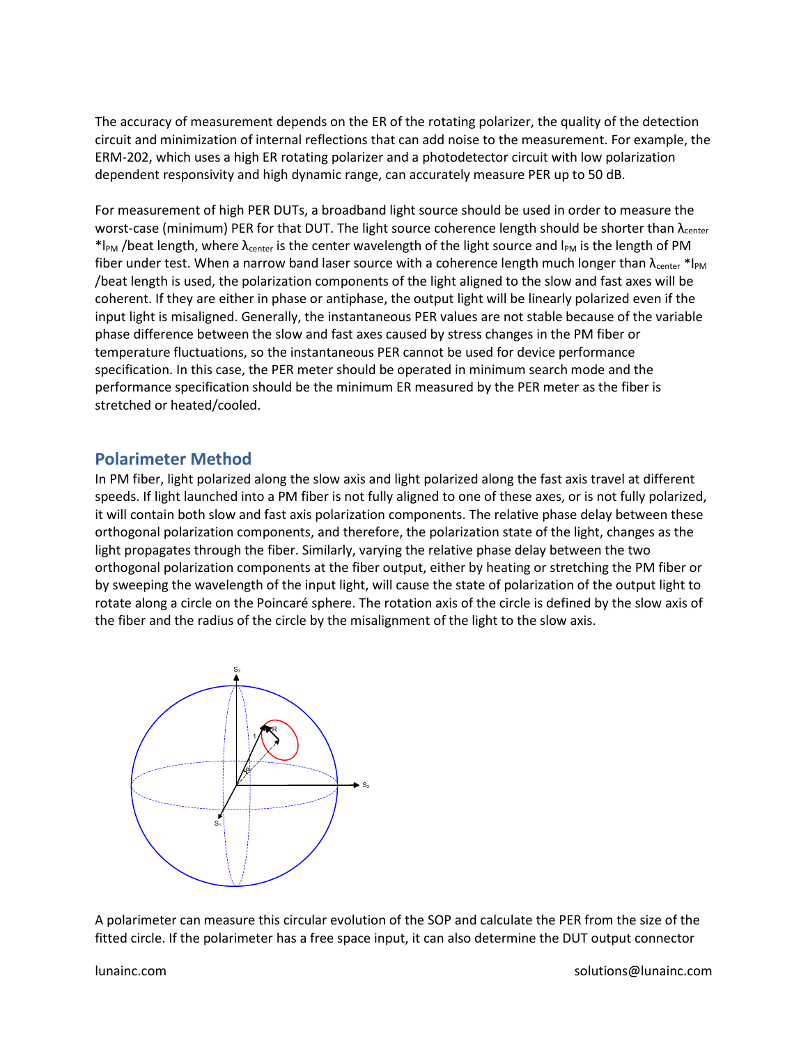The accuracy of measurement depends on the ER of the rotating polarizer, the quality of the detection circuit and minimization of internal reflections that can add noise to the measurement. For example, the ERM-202, which uses a high ER rotating polarizer and a photodetector circuit with low polarization dependent responsivity and high dynamic range, can accurately measure PER up to 50 dB.

For measurement of high PER DUTs, a broadband light source should be used in order to measure the worst-case (minimum) PER for that DUT. The light source coherence length should be shorter than $\lambda_{center}$ *$l_{PM}$ /beat length, where $\lambda_{center}$ is the center wavelength of the light source and $l_{PM}$ is the length of PM fiber under test. When a narrow band laser source with a coherence length much longer than $\lambda_{center}$ *$l_{PM}$ /beat length is used, the polarization components of the light aligned to the slow and fast axes will be coherent. If they are either in phase or antiphase, the output light will be linearly polarized even if the input light is misaligned. Generally, the instantaneous PER values are not stable because of the variable phase difference between the slow and fast axes caused by stress changes in the PM fiber or temperature fluctuations, so the instantaneous PER cannot be used for device performance specification. In this case, the PER meter should be operated in minimum search mode and the performance specification should be the minimum ER measured by the PER meter as the fiber is stretched or heated/cooled.

## Polarimeter Method

In PM fiber, light polarized along the slow axis and light polarized along the fast axis travel at different speeds. If light launched into a PM fiber is not fully aligned to one of these axes, or is not fully polarized, it will contain both slow and fast axis polarization components. The relative phase delay between these orthogonal polarization components, and therefore, the polarization state of the light, changes as the light propagates through the fiber. Similarly, varying the relative phase delay between the two orthogonal polarization components at the fiber output, either by heating or stretching the PM fiber or by sweeping the wavelength of the input light, will cause the state of polarization of the output light to rotate along a circle on the Poincaré sphere. The rotation axis of the circle is defined by the slow axis of the fiber and the radius of the circle by the misalignment of the light to the slow axis.

A polarimeter can measure this circular evolution of the SOP and calculate the PER from the size of the fitted circle. If the polarimeter has a free space input, it can also determine the DUT output connector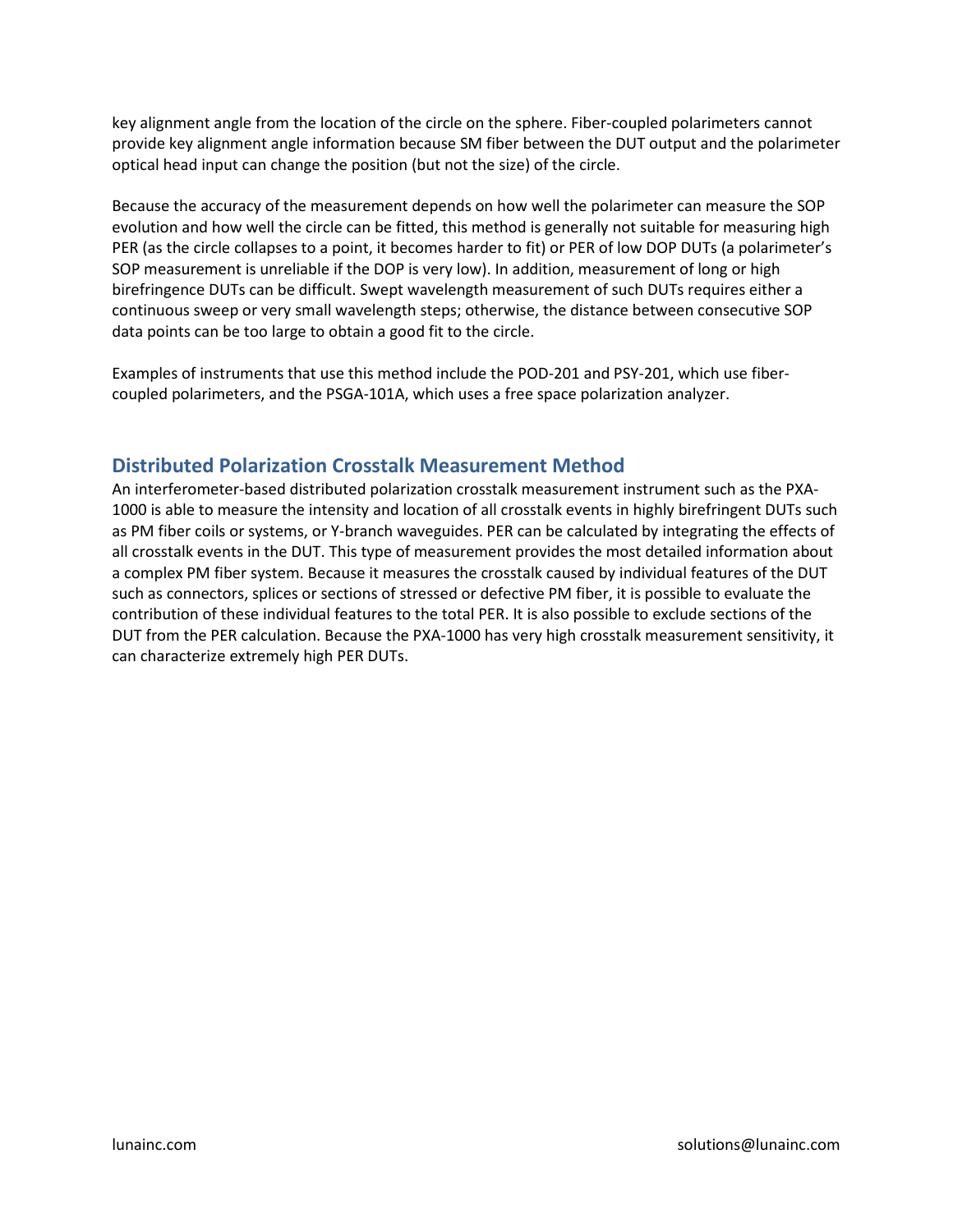key alignment angle from the location of the circle on the sphere. Fiber-coupled polarimeters cannot provide key alignment angle information because SM fiber between the DUT output and the polarimeter optical head input can change the position (but not the size) of the circle.

Because the accuracy of the measurement depends on how well the polarimeter can measure the SOP evolution and how well the circle can be fitted, this method is generally not suitable for measuring high PER (as the circle collapses to a point, it becomes harder to fit) or PER of low DOP DUTs (a polarimeter's SOP measurement is unreliable if the DOP is very low). In addition, measurement of long or high birefringence DUTs can be difficult. Swept wavelength measurement of such DUTs requires either a continuous sweep or very small wavelength steps; otherwise, the distance between consecutive SOP data points can be too large to obtain a good fit to the circle.

Examples of instruments that use this method include the POD-201 and PSY-201, which use fiber-coupled polarimeters, and the PSGA-101A, which uses a free space polarization analyzer.

## Distributed Polarization Crosstalk Measurement Method

An interferometer-based distributed polarization crosstalk measurement instrument such as the PXA-1000 is able to measure the intensity and location of all crosstalk events in highly birefringent DUTs such as PM fiber coils or systems, or Y-branch waveguides. PER can be calculated by integrating the effects of all crosstalk events in the DUT. This type of measurement provides the most detailed information about a complex PM fiber system. Because it measures the crosstalk caused by individual features of the DUT such as connectors, splices or sections of stressed or defective PM fiber, it is possible to evaluate the contribution of these individual features to the total PER. It is also possible to exclude sections of the DUT from the PER calculation. Because the PXA-1000 has very high crosstalk measurement sensitivity, it can characterize extremely high PER DUTs.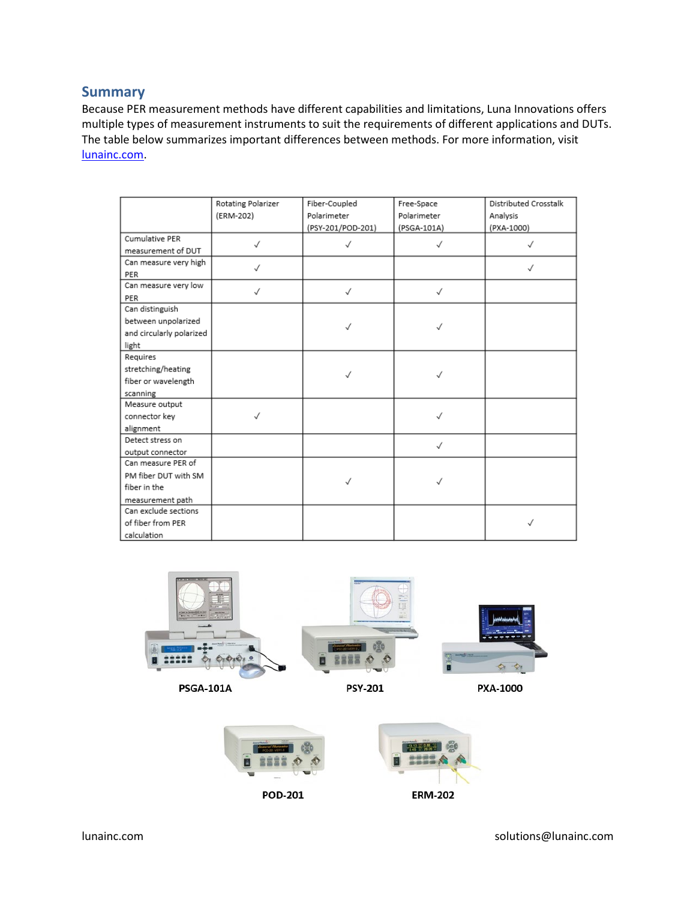## Summary

Because PER measurement methods have different capabilities and limitations, Luna Innovations offers multiple types of measurement instruments to suit the requirements of different applications and DUTs. The table below summarizes important differences between methods. For more information, visit lunainc.com.

| | Rotating Polarizer (ERM-202) | Fiber-Coupled Polarimeter (PSY-201/POD-201) | Free-Space Polarimeter (PSGA-101A) | Distributed Crosstalk Analysis (PXA-1000) |
|---|---|---|---|---|
| Cumulative PER measurement of DUT | ✓ | ✓ | ✓ | ✓ |
| Can measure very high PER | ✓ | | | ✓ |
| Can measure very low PER | ✓ | ✓ | ✓ | |
| Can distinguish between unpolarized and circularly polarized light | | ✓ | ✓ | |
| Requires stretching/heating fiber or wavelength scanning | | ✓ | ✓ | |
| Measure output connector key alignment | ✓ | | ✓ | |
| Detect stress on output connector | | | ✓ | |
| Can measure PER of PM fiber DUT with SM fiber in the measurement path | | ✓ | ✓ | |
| Can exclude sections of fiber from PER calculation | | | | ✓ |

PSGA-101A

PSY-201

PXA-1000

POD-201

ERM-202